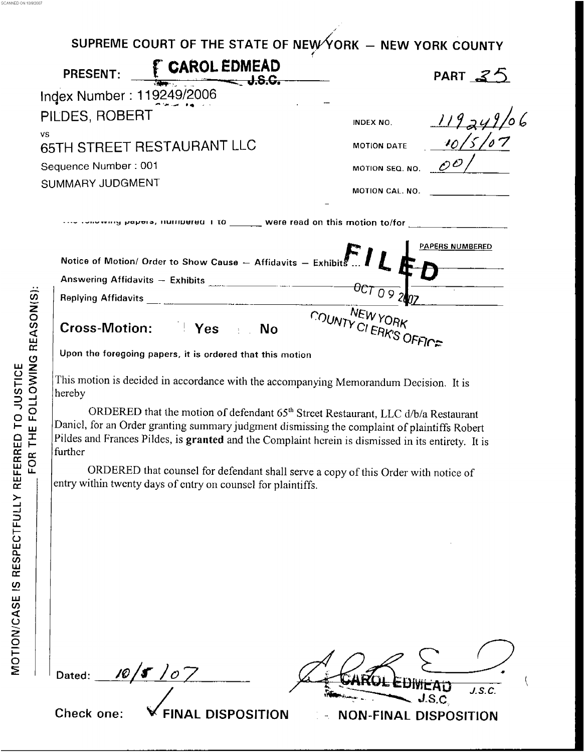SCANNED ON 10/9/2007

SUPREME COURT OF THE STATE OF NEW YORK – NEW YORK COUNTY

PRESENT: CAROL EDMEAD J.S.C.

PART 35

Index Number : 119249/2006

PILDES, ROBERT

VS

65TH STREET RESTAURANT LLC

Sequence Number : 001

SUMMARY JUDGMENT

INDEX NO. 119249/06

MOTION DATE 10/5/07

MOTION SEQ. NO. 001

MOTION CAL. NO. ______

The following papers, numbered 1 to ______ were read on this motion to/for ______

| | PAPERS NUMBERED |
|---|---|
| Notice of Motion/ Order to Show Cause – Affidavits – Exhibits ... | |
| Answering Affidavits – Exhibits | |
| Replying Affidavits | |

FILED

OCT 09 2007

NEW YORK COUNTY CLERK'S OFFICE

**Cross-Motion:** Yes No

Upon the foregoing papers, it is ordered that this motion

This motion is decided in accordance with the accompanying Memorandum Decision. It is hereby

ORDERED that the motion of defendant 65th Street Restaurant, LLC d/b/a Restaurant Daniel, for an Order granting summary judgment dismissing the complaint of plaintiffs Robert Pildes and Frances Pildes, is **granted** and the Complaint herein is dismissed in its entirety. It is further

ORDERED that counsel for defendant shall serve a copy of this Order with notice of entry within twenty days of entry on counsel for plaintiffs.

MOTION/CASE IS RESPECTFULLY REFERRED TO JUSTICE FOR THE FOLLOWING REASON(S):

Dated: 10/5/07

CAROL EDMEAD J.S.C.

Check one: ✓ FINAL DISPOSITION NON-FINAL DISPOSITION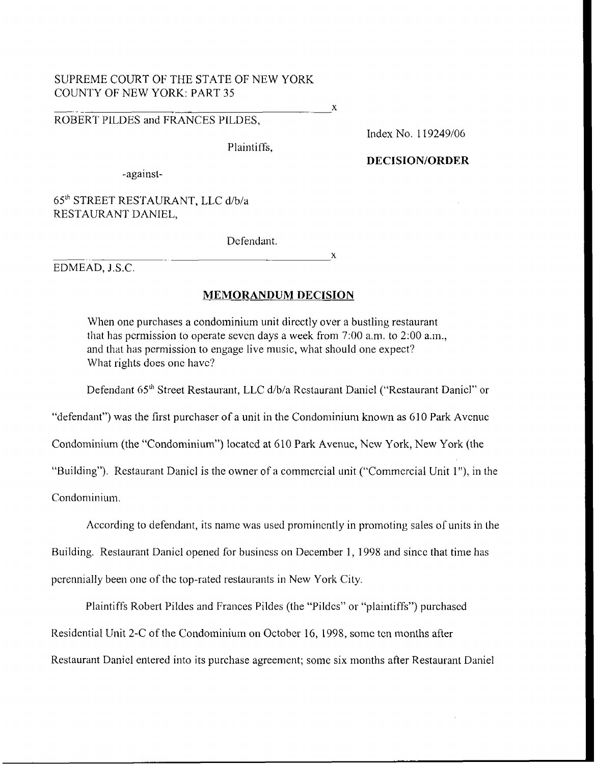SUPREME COURT OF THE STATE OF NEW YORK
COUNTY OF NEW YORK: PART 35

ROBERT PILDES and FRANCES PILDES,

Plaintiffs,

-against-

65th STREET RESTAURANT, LLC d/b/a RESTAURANT DANIEL,

Defendant.

Index No. 119249/06

**DECISION/ORDER**

EDMEAD, J.S.C.

## MEMORANDUM DECISION

When one purchases a condominium unit directly over a bustling restaurant that has permission to operate seven days a week from 7:00 a.m. to 2:00 a.m., and that has permission to engage live music, what should one expect? What rights does one have?

Defendant 65th Street Restaurant, LLC d/b/a Restaurant Daniel ("Restaurant Daniel" or "defendant") was the first purchaser of a unit in the Condominium known as 610 Park Avenue Condominium (the "Condominium") located at 610 Park Avenue, New York, New York (the "Building"). Restaurant Daniel is the owner of a commercial unit ("Commercial Unit 1"), in the Condominium.

According to defendant, its name was used prominently in promoting sales of units in the Building. Restaurant Daniel opened for business on December 1, 1998 and since that time has perennially been one of the top-rated restaurants in New York City.

Plaintiffs Robert Pildes and Frances Pildes (the "Pildes" or "plaintiffs") purchased Residential Unit 2-C of the Condominium on October 16, 1998, some ten months after Restaurant Daniel entered into its purchase agreement; some six months after Restaurant Daniel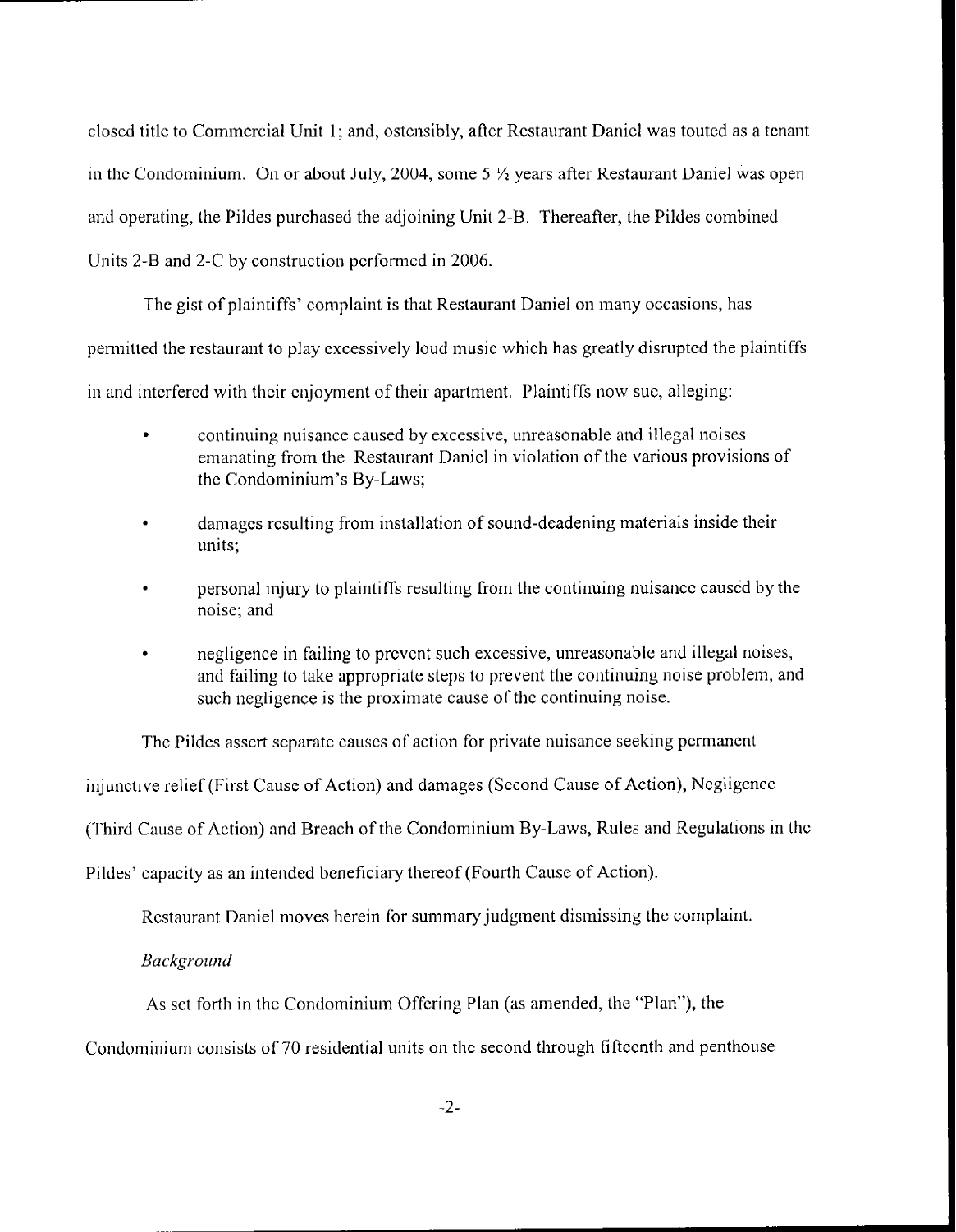closed title to Commercial Unit 1; and, ostensibly, after Restaurant Daniel was touted as a tenant in the Condominium. On or about July, 2004, some 5 ½ years after Restaurant Daniel was open and operating, the Pildes purchased the adjoining Unit 2-B. Thereafter, the Pildes combined Units 2-B and 2-C by construction performed in 2006.

The gist of plaintiffs' complaint is that Restaurant Daniel on many occasions, has permitted the restaurant to play excessively loud music which has greatly disrupted the plaintiffs in and interfered with their enjoyment of their apartment. Plaintiffs now sue, alleging:

- continuing nuisance caused by excessive, unreasonable and illegal noises emanating from the Restaurant Daniel in violation of the various provisions of the Condominium's By-Laws;
- damages resulting from installation of sound-deadening materials inside their units;
- personal injury to plaintiffs resulting from the continuing nuisance caused by the noise; and
- negligence in failing to prevent such excessive, unreasonable and illegal noises, and failing to take appropriate steps to prevent the continuing noise problem, and such negligence is the proximate cause of the continuing noise.

The Pildes assert separate causes of action for private nuisance seeking permanent injunctive relief (First Cause of Action) and damages (Second Cause of Action), Negligence (Third Cause of Action) and Breach of the Condominium By-Laws, Rules and Regulations in the Pildes' capacity as an intended beneficiary thereof (Fourth Cause of Action).

Restaurant Daniel moves herein for summary judgment dismissing the complaint.

*Background*

As set forth in the Condominium Offering Plan (as amended, the "Plan"), the Condominium consists of 70 residential units on the second through fifteenth and penthouse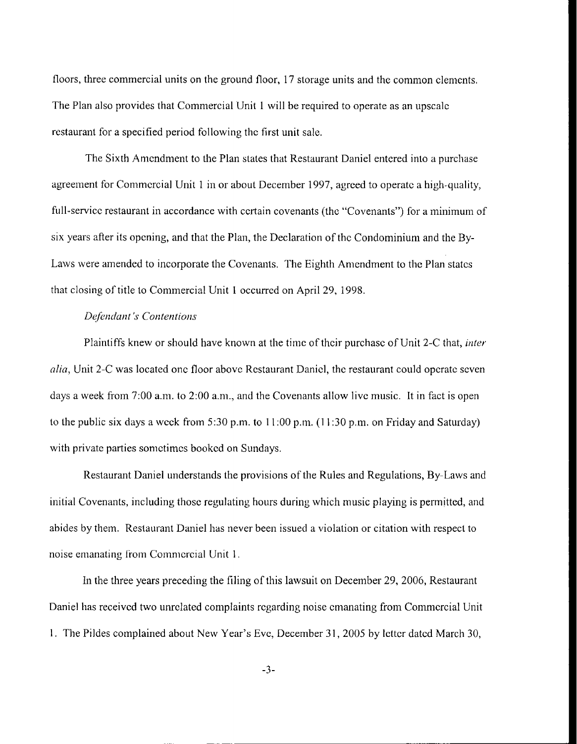floors, three commercial units on the ground floor, 17 storage units and the common elements. The Plan also provides that Commercial Unit 1 will be required to operate as an upscale restaurant for a specified period following the first unit sale.

The Sixth Amendment to the Plan states that Restaurant Daniel entered into a purchase agreement for Commercial Unit 1 in or about December 1997, agreed to operate a high-quality, full-service restaurant in accordance with certain covenants (the "Covenants") for a minimum of six years after its opening, and that the Plan, the Declaration of the Condominium and the By-Laws were amended to incorporate the Covenants. The Eighth Amendment to the Plan states that closing of title to Commercial Unit 1 occurred on April 29, 1998.

*Defendant's Contentions*

Plaintiffs knew or should have known at the time of their purchase of Unit 2-C that, *inter alia*, Unit 2-C was located one floor above Restaurant Daniel, the restaurant could operate seven days a week from 7:00 a.m. to 2:00 a.m., and the Covenants allow live music. It in fact is open to the public six days a week from 5:30 p.m. to 11:00 p.m. (11:30 p.m. on Friday and Saturday) with private parties sometimes booked on Sundays.

Restaurant Daniel understands the provisions of the Rules and Regulations, By-Laws and initial Covenants, including those regulating hours during which music playing is permitted, and abides by them. Restaurant Daniel has never been issued a violation or citation with respect to noise emanating from Commercial Unit 1.

In the three years preceding the filing of this lawsuit on December 29, 2006, Restaurant Daniel has received two unrelated complaints regarding noise emanating from Commercial Unit 1. The Pildes complained about New Year's Eve, December 31, 2005 by letter dated March 30,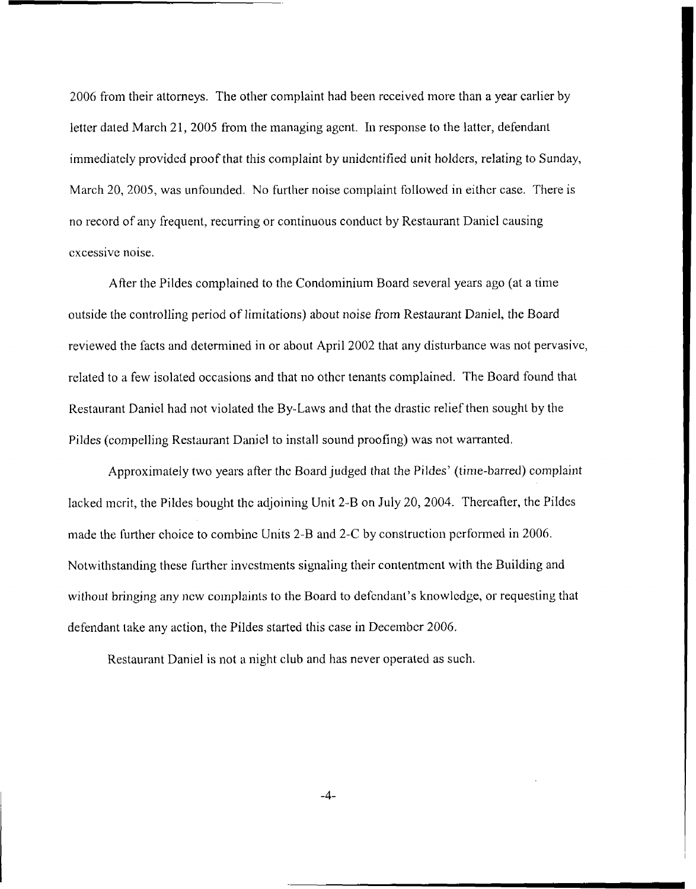2006 from their attorneys. The other complaint had been received more than a year earlier by letter dated March 21, 2005 from the managing agent. In response to the latter, defendant immediately provided proof that this complaint by unidentified unit holders, relating to Sunday, March 20, 2005, was unfounded. No further noise complaint followed in either case. There is no record of any frequent, recurring or continuous conduct by Restaurant Daniel causing excessive noise.

After the Pildes complained to the Condominium Board several years ago (at a time outside the controlling period of limitations) about noise from Restaurant Daniel, the Board reviewed the facts and determined in or about April 2002 that any disturbance was not pervasive, related to a few isolated occasions and that no other tenants complained. The Board found that Restaurant Daniel had not violated the By-Laws and that the drastic relief then sought by the Pildes (compelling Restaurant Daniel to install sound proofing) was not warranted.

Approximately two years after the Board judged that the Pildes' (time-barred) complaint lacked merit, the Pildes bought the adjoining Unit 2-B on July 20, 2004. Thereafter, the Pildes made the further choice to combine Units 2-B and 2-C by construction performed in 2006. Notwithstanding these further investments signaling their contentment with the Building and without bringing any new complaints to the Board to defendant's knowledge, or requesting that defendant take any action, the Pildes started this case in December 2006.

Restaurant Daniel is not a night club and has never operated as such.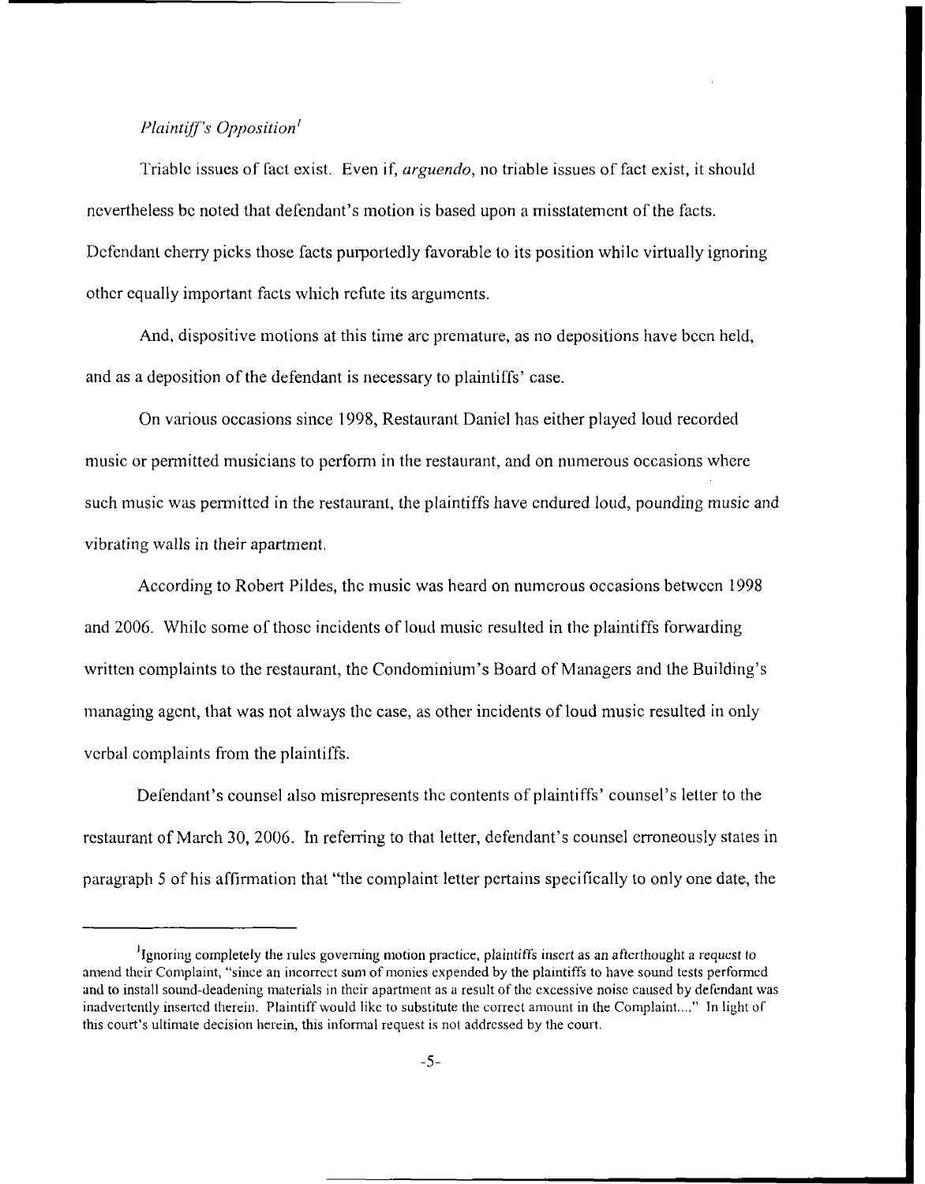*Plaintiff's Opposition*[1]

Triable issues of fact exist. Even if, *arguendo*, no triable issues of fact exist, it should nevertheless be noted that defendant's motion is based upon a misstatement of the facts. Defendant cherry picks those facts purportedly favorable to its position while virtually ignoring other equally important facts which refute its arguments.

And, dispositive motions at this time are premature, as no depositions have been held, and as a deposition of the defendant is necessary to plaintiffs' case.

On various occasions since 1998, Restaurant Daniel has either played loud recorded music or permitted musicians to perform in the restaurant, and on numerous occasions where such music was permitted in the restaurant, the plaintiffs have endured loud, pounding music and vibrating walls in their apartment.

According to Robert Pildes, the music was heard on numerous occasions between 1998 and 2006. While some of those incidents of loud music resulted in the plaintiffs forwarding written complaints to the restaurant, the Condominium's Board of Managers and the Building's managing agent, that was not always the case, as other incidents of loud music resulted in only verbal complaints from the plaintiffs.

Defendant's counsel also misrepresents the contents of plaintiffs' counsel's letter to the restaurant of March 30, 2006. In referring to that letter, defendant's counsel erroneously states in paragraph 5 of his affirmation that "the complaint letter pertains specifically to only one date, the

---

[1] Ignoring completely the rules governing motion practice, plaintiffs insert as an afterthought a request to amend their Complaint, "since an incorrect sum of monies expended by the plaintiffs to have sound tests performed and to install sound-deadening materials in their apartment as a result of the excessive noise caused by defendant was inadvertently inserted therein. Plaintiff would like to substitute the correct amount in the Complaint...." In light of this court's ultimate decision herein, this informal request is not addressed by the court.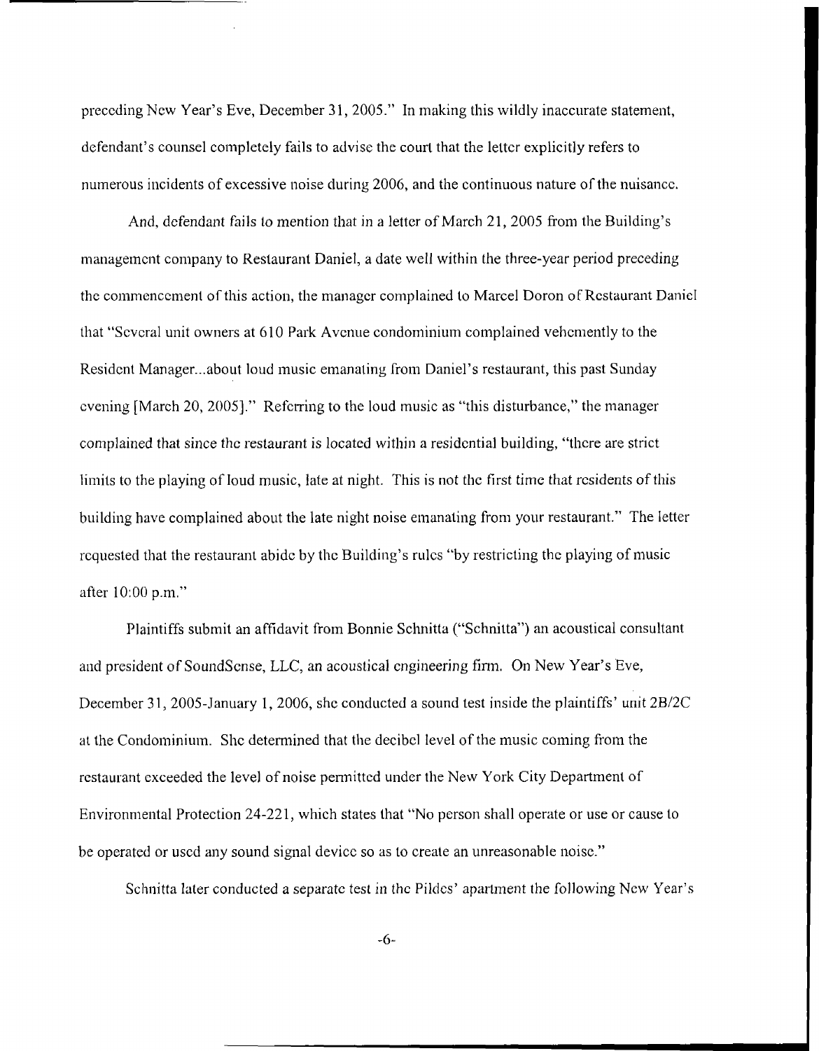preceding New Year's Eve, December 31, 2005." In making this wildly inaccurate statement, defendant's counsel completely fails to advise the court that the letter explicitly refers to numerous incidents of excessive noise during 2006, and the continuous nature of the nuisance.

And, defendant fails to mention that in a letter of March 21, 2005 from the Building's management company to Restaurant Daniel, a date well within the three-year period preceding the commencement of this action, the manager complained to Marcel Doron of Restaurant Daniel that "Several unit owners at 610 Park Avenue condominium complained vehemently to the Resident Manager...about loud music emanating from Daniel's restaurant, this past Sunday evening [March 20, 2005]." Referring to the loud music as "this disturbance," the manager complained that since the restaurant is located within a residential building, "there are strict limits to the playing of loud music, late at night. This is not the first time that residents of this building have complained about the late night noise emanating from your restaurant." The letter requested that the restaurant abide by the Building's rules "by restricting the playing of music after 10:00 p.m."

Plaintiffs submit an affidavit from Bonnie Schnitta ("Schnitta") an acoustical consultant and president of SoundSense, LLC, an acoustical engineering firm. On New Year's Eve, December 31, 2005-January 1, 2006, she conducted a sound test inside the plaintiffs' unit 2B/2C at the Condominium. She determined that the decibel level of the music coming from the restaurant exceeded the level of noise permitted under the New York City Department of Environmental Protection 24-221, which states that "No person shall operate or use or cause to be operated or used any sound signal device so as to create an unreasonable noise."

Schnitta later conducted a separate test in the Pildes' apartment the following New Year's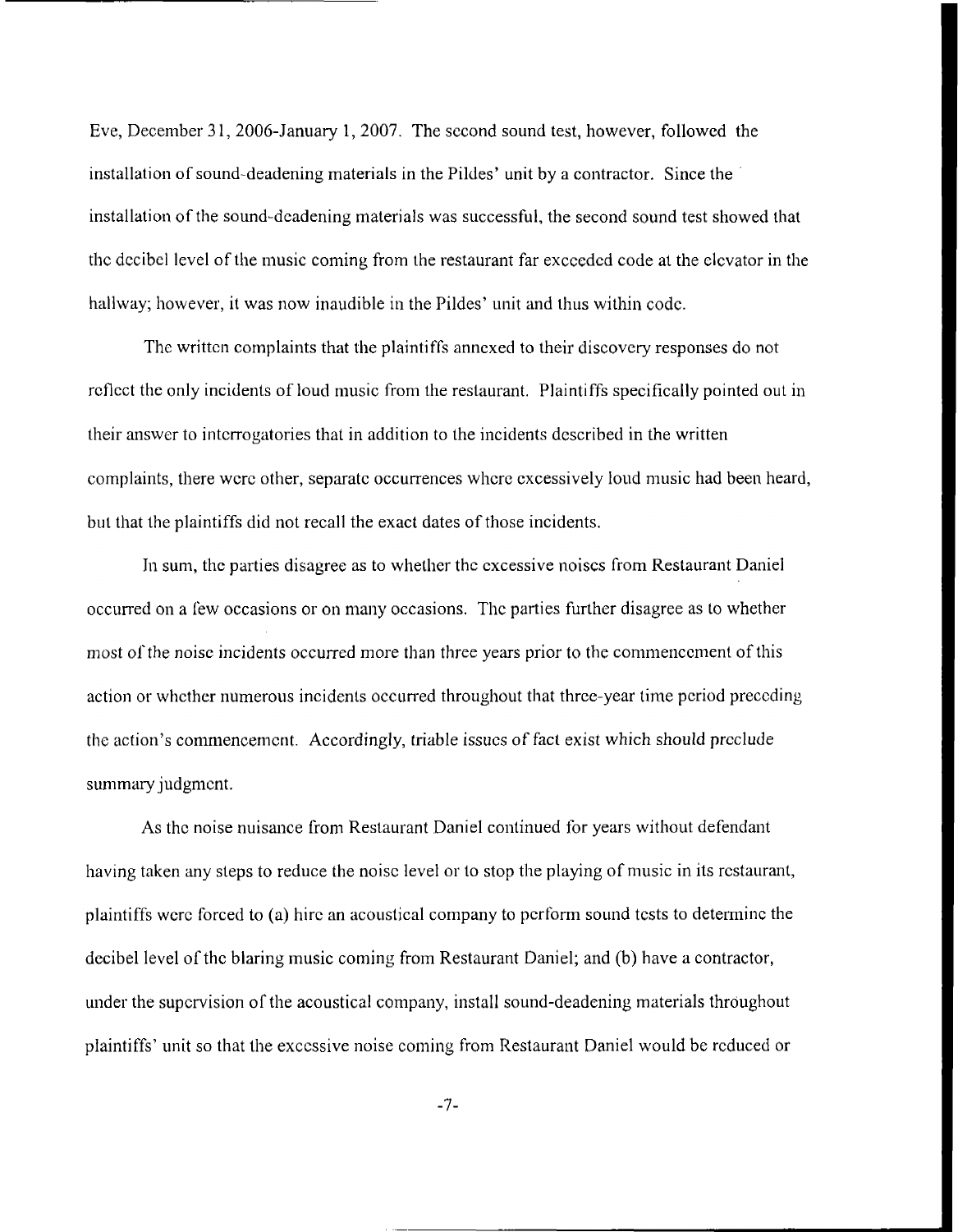Eve, December 31, 2006-January 1, 2007. The second sound test, however, followed the installation of sound-deadening materials in the Pildes' unit by a contractor. Since the installation of the sound-deadening materials was successful, the second sound test showed that the decibel level of the music coming from the restaurant far exceeded code at the elevator in the hallway; however, it was now inaudible in the Pildes' unit and thus within code.

The written complaints that the plaintiffs annexed to their discovery responses do not reflect the only incidents of loud music from the restaurant. Plaintiffs specifically pointed out in their answer to interrogatories that in addition to the incidents described in the written complaints, there were other, separate occurrences where excessively loud music had been heard, but that the plaintiffs did not recall the exact dates of those incidents.

In sum, the parties disagree as to whether the excessive noises from Restaurant Daniel occurred on a few occasions or on many occasions. The parties further disagree as to whether most of the noise incidents occurred more than three years prior to the commencement of this action or whether numerous incidents occurred throughout that three-year time period preceding the action's commencement. Accordingly, triable issues of fact exist which should preclude summary judgment.

As the noise nuisance from Restaurant Daniel continued for years without defendant having taken any steps to reduce the noise level or to stop the playing of music in its restaurant, plaintiffs were forced to (a) hire an acoustical company to perform sound tests to determine the decibel level of the blaring music coming from Restaurant Daniel; and (b) have a contractor, under the supervision of the acoustical company, install sound-deadening materials throughout plaintiffs' unit so that the excessive noise coming from Restaurant Daniel would be reduced or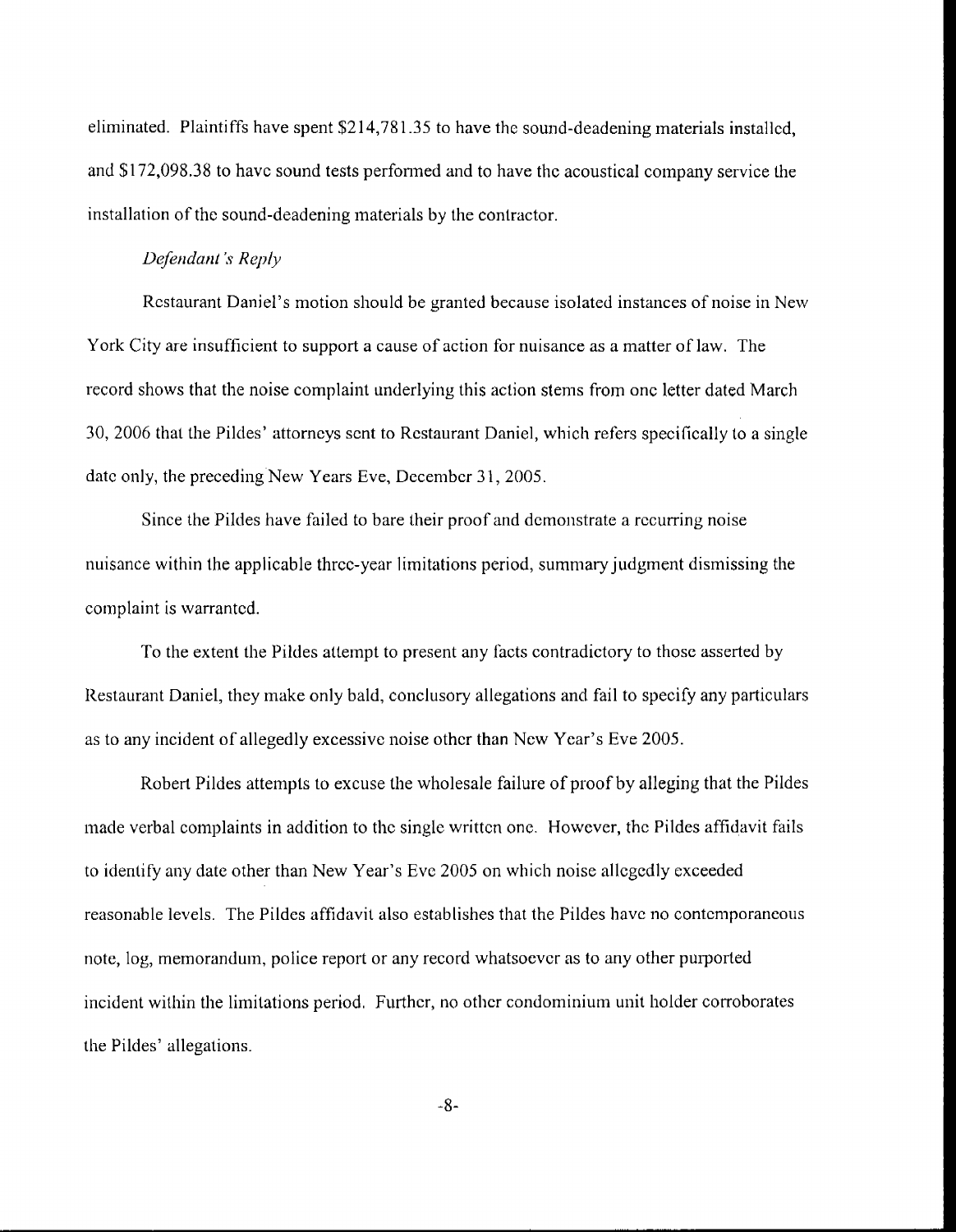eliminated. Plaintiffs have spent $214,781.35 to have the sound-deadening materials installed, and $172,098.38 to have sound tests performed and to have the acoustical company service the installation of the sound-deadening materials by the contractor.

*Defendant's Reply*

Restaurant Daniel's motion should be granted because isolated instances of noise in New York City are insufficient to support a cause of action for nuisance as a matter of law. The record shows that the noise complaint underlying this action stems from one letter dated March 30, 2006 that the Pildes' attorneys sent to Restaurant Daniel, which refers specifically to a single date only, the preceding New Years Eve, December 31, 2005.

Since the Pildes have failed to bare their proof and demonstrate a recurring noise nuisance within the applicable three-year limitations period, summary judgment dismissing the complaint is warranted.

To the extent the Pildes attempt to present any facts contradictory to those asserted by Restaurant Daniel, they make only bald, conclusory allegations and fail to specify any particulars as to any incident of allegedly excessive noise other than New Year's Eve 2005.

Robert Pildes attempts to excuse the wholesale failure of proof by alleging that the Pildes made verbal complaints in addition to the single written one. However, the Pildes affidavit fails to identify any date other than New Year's Eve 2005 on which noise allegedly exceeded reasonable levels. The Pildes affidavit also establishes that the Pildes have no contemporaneous note, log, memorandum, police report or any record whatsoever as to any other purported incident within the limitations period. Further, no other condominium unit holder corroborates the Pildes' allegations.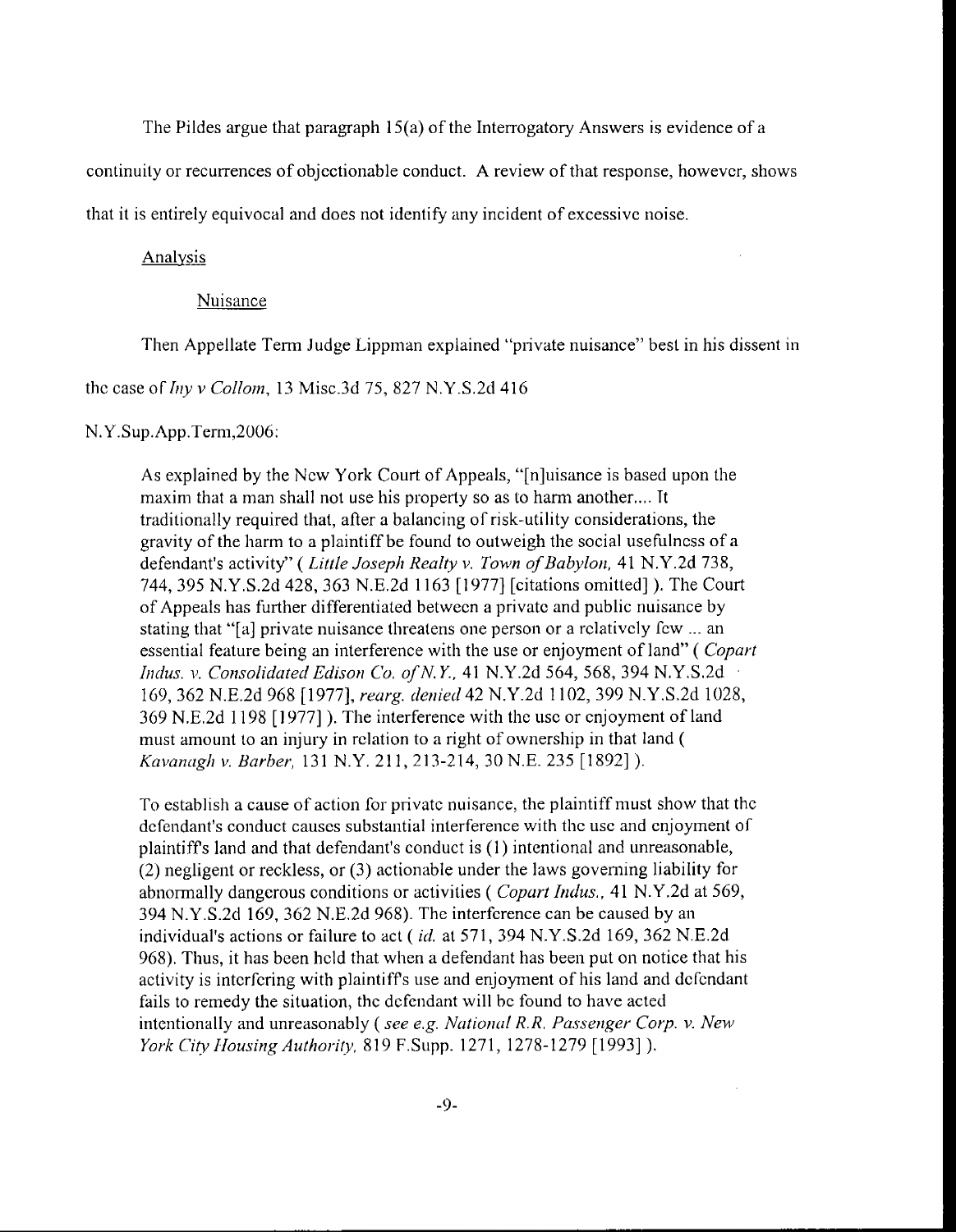The Pildes argue that paragraph 15(a) of the Interrogatory Answers is evidence of a continuity or recurrences of objectionable conduct. A review of that response, however, shows that it is entirely equivocal and does not identify any incident of excessive noise.

Analysis

Nuisance

Then Appellate Term Judge Lippman explained "private nuisance" best in his dissent in the case of *Ivy v Collom*, 13 Misc.3d 75, 827 N.Y.S.2d 416 N.Y.Sup.App.Term,2006:

> As explained by the New York Court of Appeals, "[n]uisance is based upon the maxim that a man shall not use his property so as to harm another.... It traditionally required that, after a balancing of risk-utility considerations, the gravity of the harm to a plaintiff be found to outweigh the social usefulness of a defendant's activity" ( *Little Joseph Realty v. Town of Babylon*, 41 N.Y.2d 738, 744, 395 N.Y.S.2d 428, 363 N.E.2d 1163 [1977] [citations omitted] ). The Court of Appeals has further differentiated between a private and public nuisance by stating that "[a] private nuisance threatens one person or a relatively few ... an essential feature being an interference with the use or enjoyment of land" ( *Copart Indus. v. Consolidated Edison Co. of N.Y.*, 41 N.Y.2d 564, 568, 394 N.Y.S.2d 169, 362 N.E.2d 968 [1977], *rearg. denied* 42 N.Y.2d 1102, 399 N.Y.S.2d 1028, 369 N.E.2d 1198 [1977] ). The interference with the use or enjoyment of land must amount to an injury in relation to a right of ownership in that land ( *Kavanagh v. Barber*, 131 N.Y. 211, 213-214, 30 N.E. 235 [1892] ).
>
> To establish a cause of action for private nuisance, the plaintiff must show that the defendant's conduct causes substantial interference with the use and enjoyment of plaintiff's land and that defendant's conduct is (1) intentional and unreasonable, (2) negligent or reckless, or (3) actionable under the laws governing liability for abnormally dangerous conditions or activities ( *Copart Indus.*, 41 N.Y.2d at 569, 394 N.Y.S.2d 169, 362 N.E.2d 968). The interference can be caused by an individual's actions or failure to act ( *id.* at 571, 394 N.Y.S.2d 169, 362 N.E.2d 968). Thus, it has been held that when a defendant has been put on notice that his activity is interfering with plaintiff's use and enjoyment of his land and defendant fails to remedy the situation, the defendant will be found to have acted intentionally and unreasonably ( *see e.g. National R.R. Passenger Corp. v. New York City Housing Authority*, 819 F.Supp. 1271, 1278-1279 [1993] ).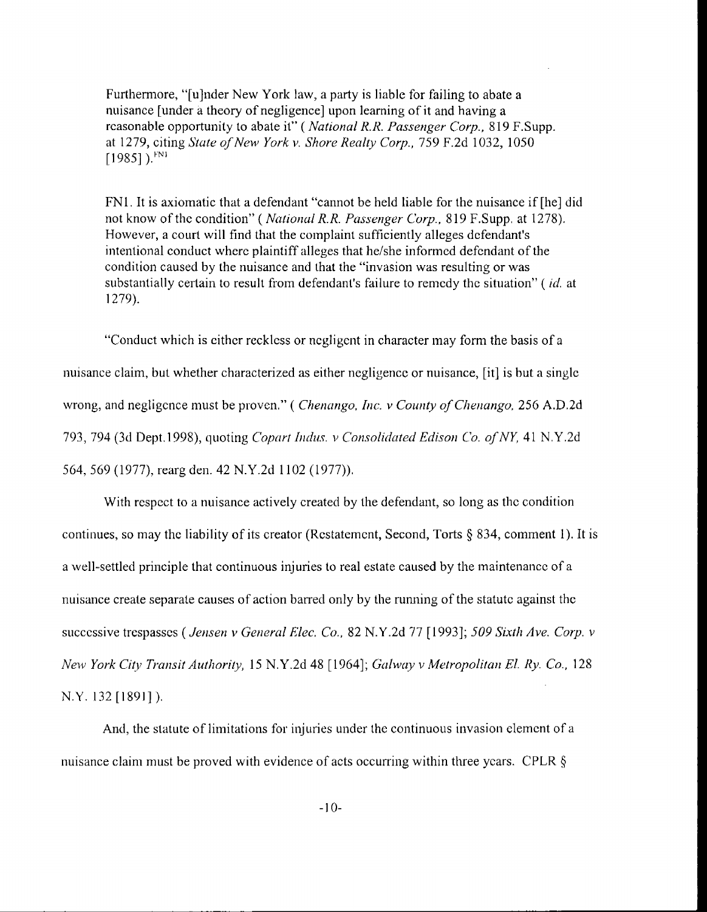Furthermore, "[u]nder New York law, a party is liable for failing to abate a nuisance [under a theory of negligence] upon learning of it and having a reasonable opportunity to abate it" ( *National R.R. Passenger Corp.*, 819 F.Supp. at 1279, citing *State of New York v. Shore Realty Corp.*, 759 F.2d 1032, 1050 [1985] ).[FN1]

FN1. It is axiomatic that a defendant "cannot be held liable for the nuisance if [he] did not know of the condition" ( *National R.R. Passenger Corp.*, 819 F.Supp. at 1278). However, a court will find that the complaint sufficiently alleges defendant's intentional conduct where plaintiff alleges that he/she informed defendant of the condition caused by the nuisance and that the "invasion was resulting or was substantially certain to result from defendant's failure to remedy the situation" ( *id.* at 1279).

"Conduct which is either reckless or negligent in character may form the basis of a nuisance claim, but whether characterized as either negligence or nuisance, [it] is but a single wrong, and negligence must be proven." ( *Chenango, Inc. v County of Chenango*, 256 A.D.2d 793, 794 (3d Dept.1998), quoting *Copart Indus. v Consolidated Edison Co. of NY*, 41 N.Y.2d 564, 569 (1977), rearg den. 42 N.Y.2d 1102 (1977)).

With respect to a nuisance actively created by the defendant, so long as the condition continues, so may the liability of its creator (Restatement, Second, Torts § 834, comment 1). It is a well-settled principle that continuous injuries to real estate caused by the maintenance of a nuisance create separate causes of action barred only by the running of the statute against the successive trespasses ( *Jensen v General Elec. Co.*, 82 N.Y.2d 77 [1993]; *509 Sixth Ave. Corp. v New York City Transit Authority*, 15 N.Y.2d 48 [1964]; *Galway v Metropolitan El. Ry. Co.*, 128 N.Y. 132 [1891] ).

And, the statute of limitations for injuries under the continuous invasion element of a nuisance claim must be proved with evidence of acts occurring within three years. CPLR §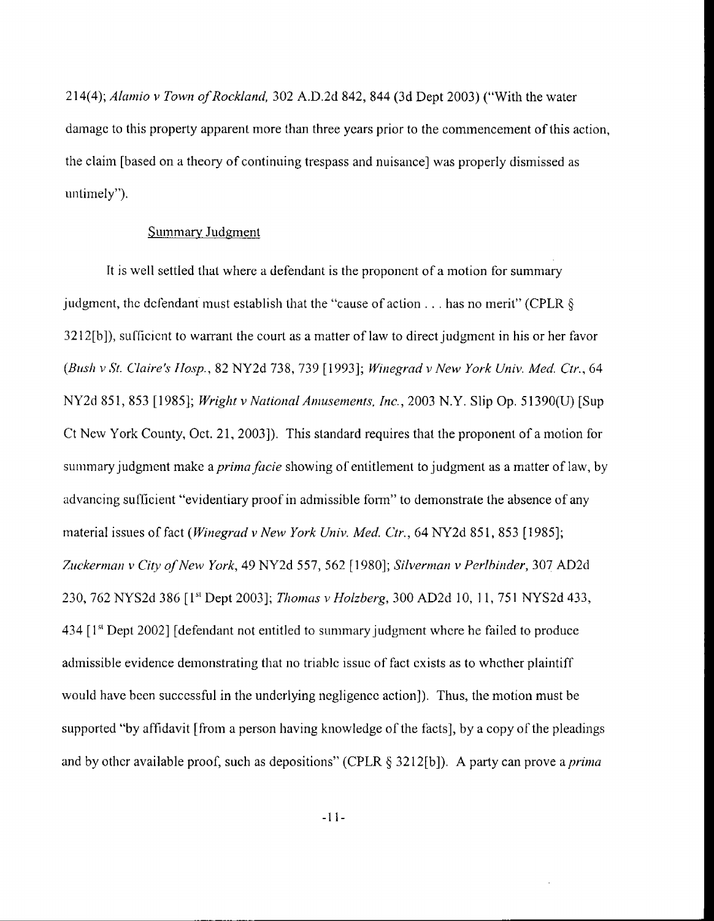214(4); *Alamio v Town of Rockland*, 302 A.D.2d 842, 844 (3d Dept 2003) ("With the water damage to this property apparent more than three years prior to the commencement of this action, the claim [based on a theory of continuing trespass and nuisance] was properly dismissed as untimely").

<u>Summary Judgment</u>

It is well settled that where a defendant is the proponent of a motion for summary judgment, the defendant must establish that the "cause of action . . . has no merit" (CPLR § 3212[b]), sufficient to warrant the court as a matter of law to direct judgment in his or her favor (*Bush v St. Claire's Hosp.*, 82 NY2d 738, 739 [1993]; *Winegrad v New York Univ. Med. Ctr.*, 64 NY2d 851, 853 [1985]; *Wright v National Amusements, Inc.*, 2003 N.Y. Slip Op. 51390(U) [Sup Ct New York County, Oct. 21, 2003]). This standard requires that the proponent of a motion for summary judgment make a *prima facie* showing of entitlement to judgment as a matter of law, by advancing sufficient "evidentiary proof in admissible form" to demonstrate the absence of any material issues of fact (*Winegrad v New York Univ. Med. Ctr.*, 64 NY2d 851, 853 [1985]; *Zuckerman v City of New York*, 49 NY2d 557, 562 [1980]; *Silverman v Perlbinder*, 307 AD2d 230, 762 NYS2d 386 [1st Dept 2003]; *Thomas v Holzberg*, 300 AD2d 10, 11, 751 NYS2d 433, 434 [1st Dept 2002] [defendant not entitled to summary judgment where he failed to produce admissible evidence demonstrating that no triable issue of fact exists as to whether plaintiff would have been successful in the underlying negligence action]). Thus, the motion must be supported "by affidavit [from a person having knowledge of the facts], by a copy of the pleadings and by other available proof, such as depositions" (CPLR § 3212[b]). A party can prove a *prima*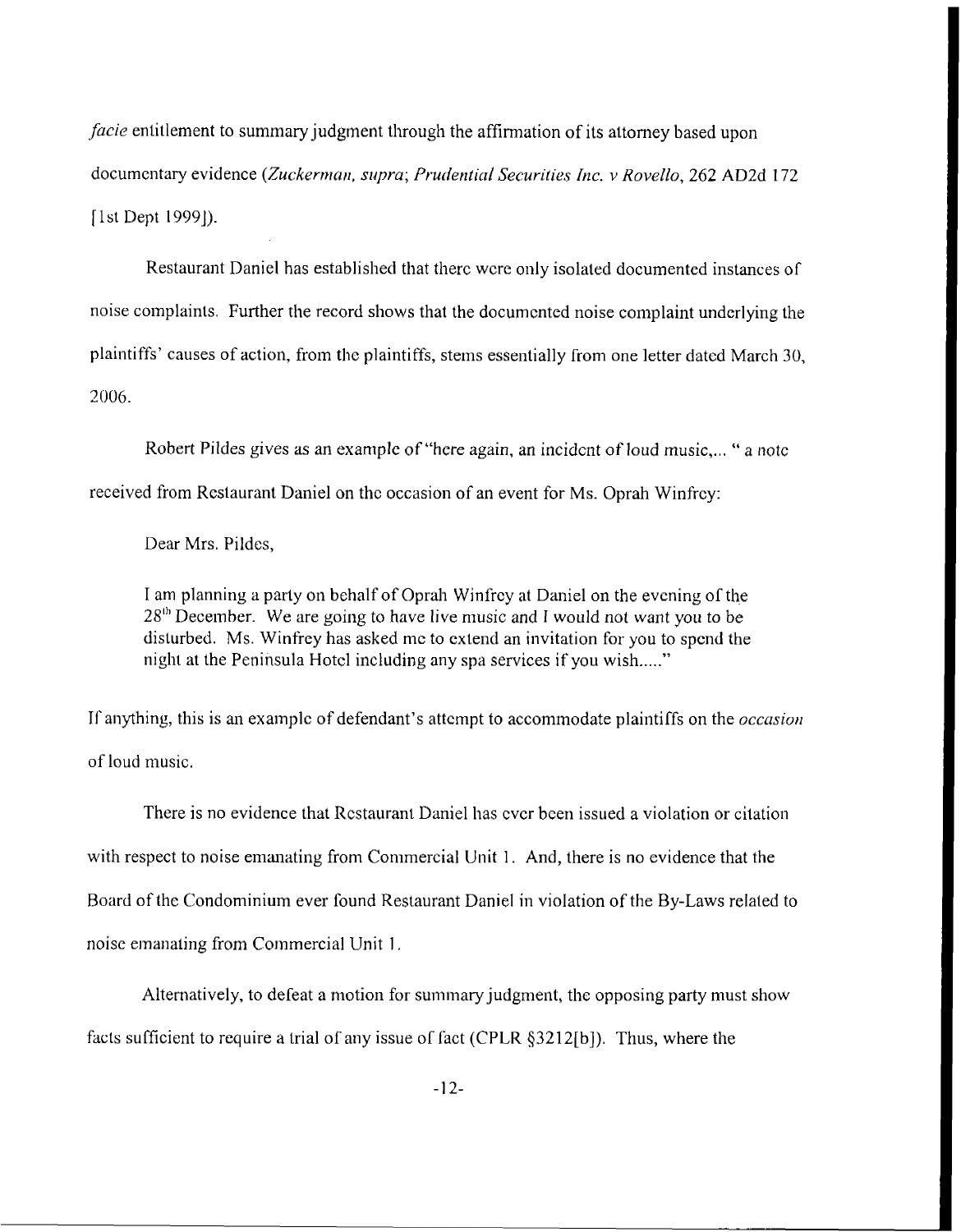*facie* entitlement to summary judgment through the affirmation of its attorney based upon documentary evidence (*Zuckerman, supra*; *Prudential Securities Inc. v Rovello*, 262 AD2d 172 [1st Dept 1999]).

Restaurant Daniel has established that there were only isolated documented instances of noise complaints. Further the record shows that the documented noise complaint underlying the plaintiffs' causes of action, from the plaintiffs, stems essentially from one letter dated March 30, 2006.

Robert Pildes gives as an example of "here again, an incident of loud music,... " a note received from Restaurant Daniel on the occasion of an event for Ms. Oprah Winfrey:

> Dear Mrs. Pildes,
>
> I am planning a party on behalf of Oprah Winfrey at Daniel on the evening of the 28th December. We are going to have live music and I would not want you to be disturbed. Ms. Winfrey has asked me to extend an invitation for you to spend the night at the Peninsula Hotel including any spa services if you wish....."

If anything, this is an example of defendant's attempt to accommodate plaintiffs on the *occasion* of loud music.

There is no evidence that Restaurant Daniel has ever been issued a violation or citation with respect to noise emanating from Commercial Unit 1. And, there is no evidence that the Board of the Condominium ever found Restaurant Daniel in violation of the By-Laws related to noise emanating from Commercial Unit 1.

Alternatively, to defeat a motion for summary judgment, the opposing party must show facts sufficient to require a trial of any issue of fact (CPLR §3212[b]). Thus, where the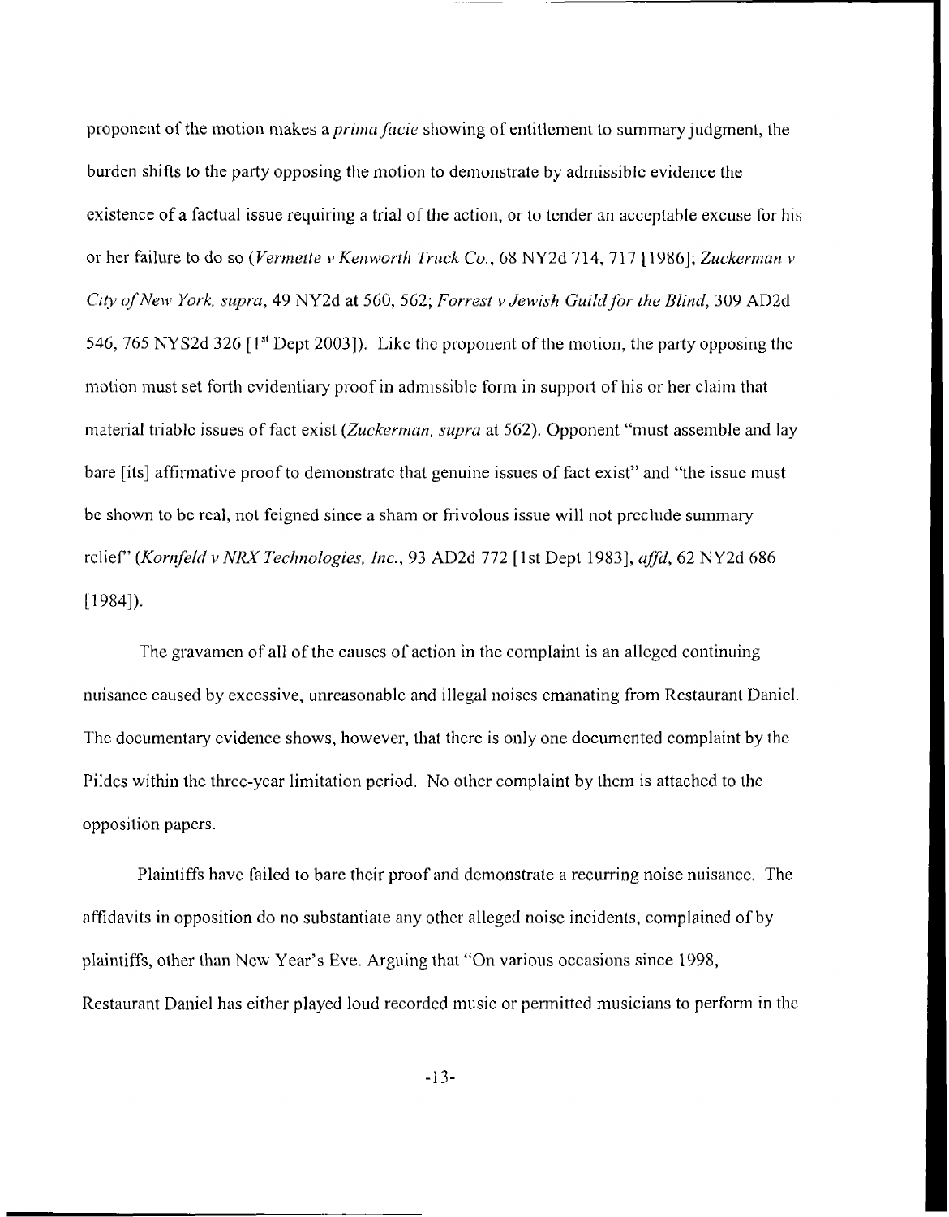proponent of the motion makes a *prima facie* showing of entitlement to summary judgment, the burden shifts to the party opposing the motion to demonstrate by admissible evidence the existence of a factual issue requiring a trial of the action, or to tender an acceptable excuse for his or her failure to do so (*Vermette v Kenworth Truck Co.*, 68 NY2d 714, 717 [1986]; *Zuckerman v City of New York, supra*, 49 NY2d at 560, 562; *Forrest v Jewish Guild for the Blind*, 309 AD2d 546, 765 NYS2d 326 [1st Dept 2003]). Like the proponent of the motion, the party opposing the motion must set forth evidentiary proof in admissible form in support of his or her claim that material triable issues of fact exist (*Zuckerman, supra* at 562). Opponent "must assemble and lay bare [its] affirmative proof to demonstrate that genuine issues of fact exist" and "the issue must be shown to be real, not feigned since a sham or frivolous issue will not preclude summary relief" (*Kornfeld v NRX Technologies, Inc.*, 93 AD2d 772 [1st Dept 1983], *affd*, 62 NY2d 686 [1984]).

The gravamen of all of the causes of action in the complaint is an alleged continuing nuisance caused by excessive, unreasonable and illegal noises emanating from Restaurant Daniel. The documentary evidence shows, however, that there is only one documented complaint by the Pildes within the three-year limitation period. No other complaint by them is attached to the opposition papers.

Plaintiffs have failed to bare their proof and demonstrate a recurring noise nuisance. The affidavits in opposition do no substantiate any other alleged noise incidents, complained of by plaintiffs, other than New Year's Eve. Arguing that "On various occasions since 1998, Restaurant Daniel has either played loud recorded music or permitted musicians to perform in the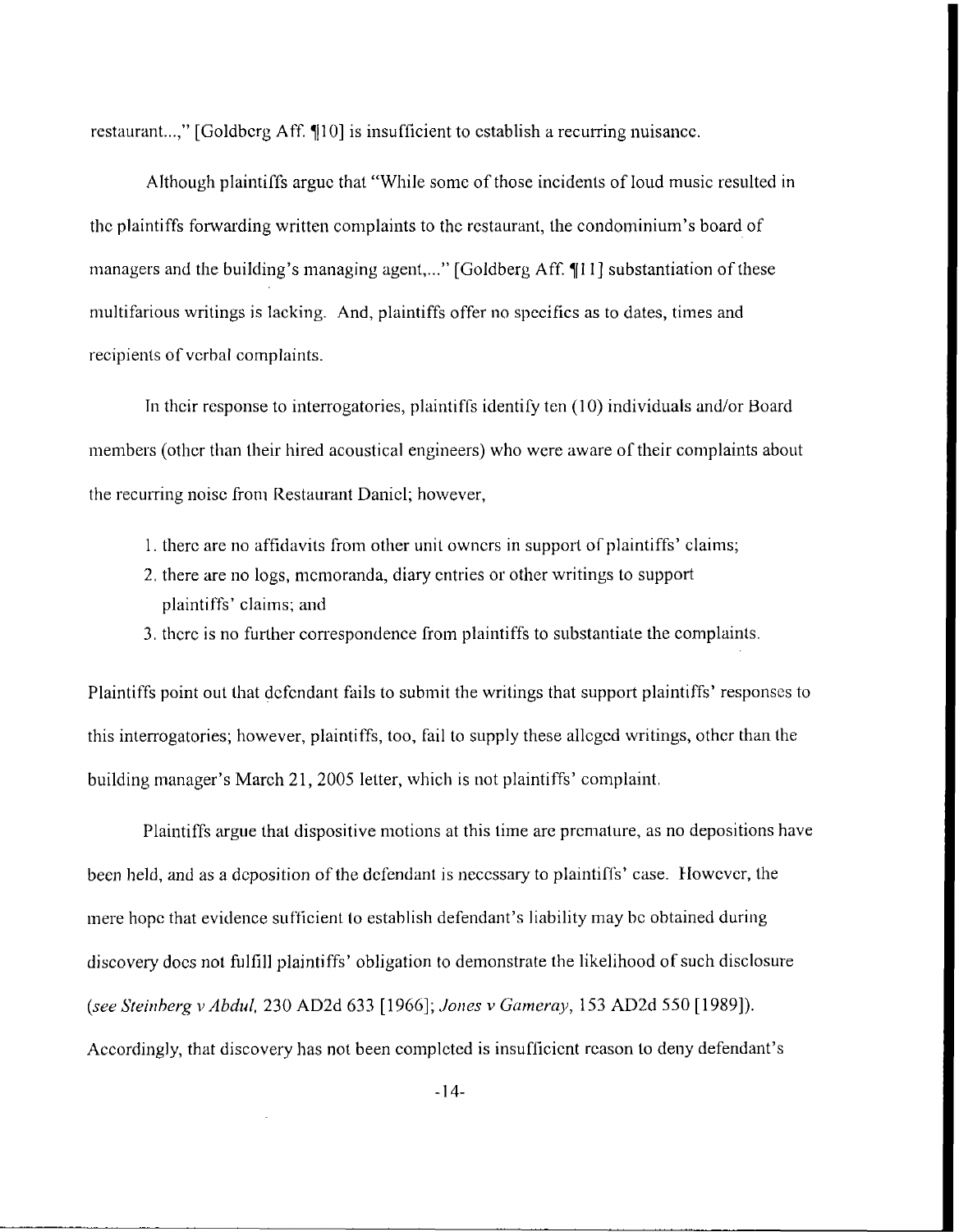restaurant...," [Goldberg Aff. ¶10] is insufficient to establish a recurring nuisance.

Although plaintiffs argue that "While some of those incidents of loud music resulted in the plaintiffs forwarding written complaints to the restaurant, the condominium's board of managers and the building's managing agent,..." [Goldberg Aff. ¶11] substantiation of these multifarious writings is lacking. And, plaintiffs offer no specifics as to dates, times and recipients of verbal complaints.

In their response to interrogatories, plaintiffs identify ten (10) individuals and/or Board members (other than their hired acoustical engineers) who were aware of their complaints about the recurring noise from Restaurant Daniel; however,

1. there are no affidavits from other unit owners in support of plaintiffs' claims;
2. there are no logs, memoranda, diary entries or other writings to support plaintiffs' claims; and
3. there is no further correspondence from plaintiffs to substantiate the complaints.

Plaintiffs point out that defendant fails to submit the writings that support plaintiffs' responses to this interrogatories; however, plaintiffs, too, fail to supply these alleged writings, other than the building manager's March 21, 2005 letter, which is not plaintiffs' complaint.

Plaintiffs argue that dispositive motions at this time are premature, as no depositions have been held, and as a deposition of the defendant is necessary to plaintiffs' case. However, the mere hope that evidence sufficient to establish defendant's liability may be obtained during discovery does not fulfill plaintiffs' obligation to demonstrate the likelihood of such disclosure (*see Steinberg v Abdul*, 230 AD2d 633 [1966]; *Jones v Gameray*, 153 AD2d 550 [1989]). Accordingly, that discovery has not been completed is insufficient reason to deny defendant's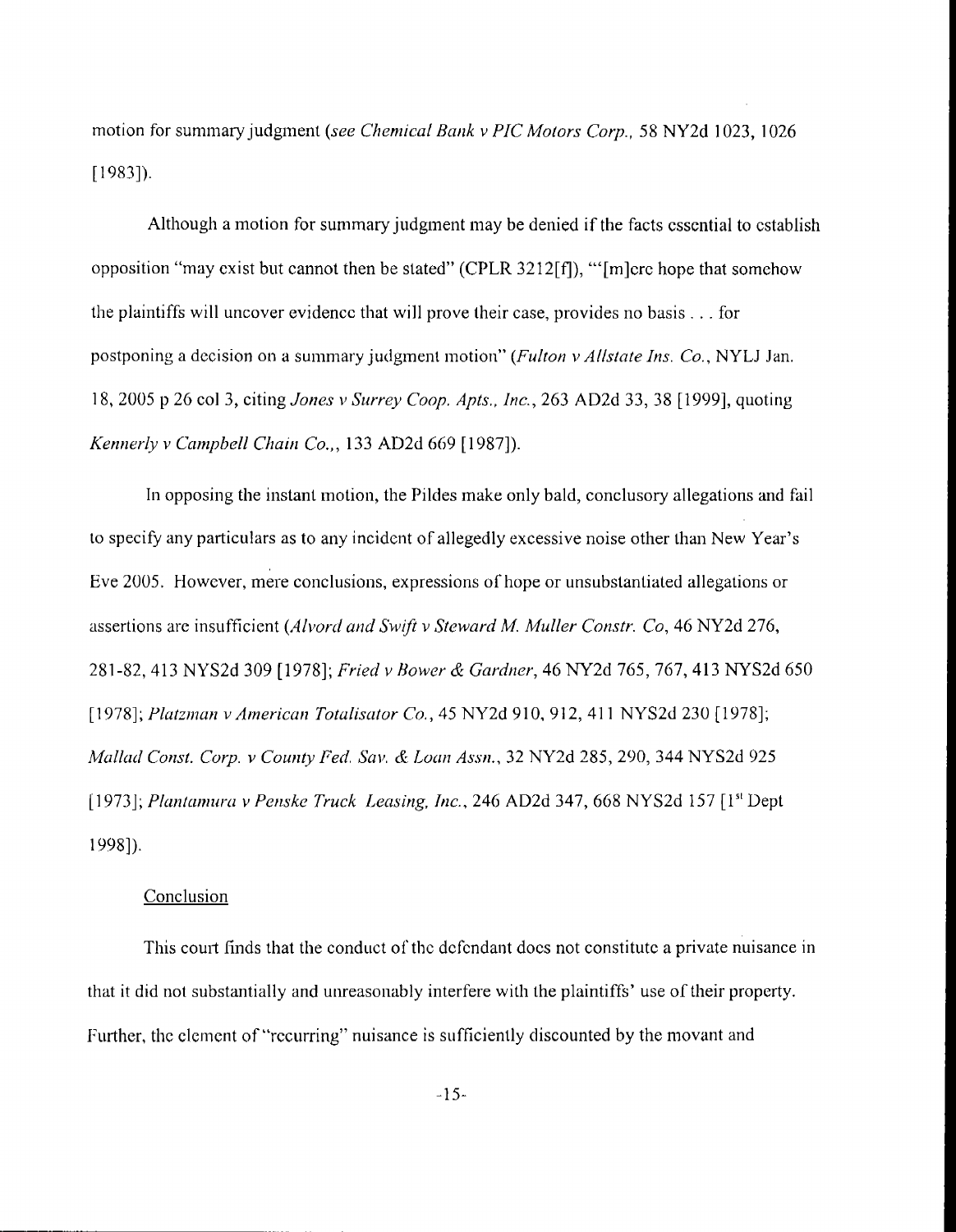motion for summary judgment (*see Chemical Bank v PIC Motors Corp.*, 58 NY2d 1023, 1026 [1983]).

Although a motion for summary judgment may be denied if the facts essential to establish opposition "may exist but cannot then be stated" (CPLR 3212[f]), "'[m]ere hope that somehow the plaintiffs will uncover evidence that will prove their case, provides no basis . . . for postponing a decision on a summary judgment motion" (*Fulton v Allstate Ins. Co.*, NYLJ Jan. 18, 2005 p 26 col 3, citing *Jones v Surrey Coop. Apts., Inc.*, 263 AD2d 33, 38 [1999], quoting *Kennerly v Campbell Chain Co.*, 133 AD2d 669 [1987]).

In opposing the instant motion, the Pildes make only bald, conclusory allegations and fail to specify any particulars as to any incident of allegedly excessive noise other than New Year's Eve 2005. However, mere conclusions, expressions of hope or unsubstantiated allegations or assertions are insufficient (*Alvord and Swift v Steward M. Muller Constr. Co*, 46 NY2d 276, 281-82, 413 NYS2d 309 [1978]; *Fried v Bower & Gardner*, 46 NY2d 765, 767, 413 NYS2d 650 [1978]; *Platzman v American Totalisator Co.*, 45 NY2d 910, 912, 411 NYS2d 230 [1978]; *Mallad Const. Corp. v County Fed. Sav. & Loan Assn.*, 32 NY2d 285, 290, 344 NYS2d 925 [1973]; *Plantamura v Penske Truck Leasing, Inc.*, 246 AD2d 347, 668 NYS2d 157 [1st Dept 1998]).

Conclusion

This court finds that the conduct of the defendant does not constitute a private nuisance in that it did not substantially and unreasonably interfere with the plaintiffs' use of their property. Further, the element of "recurring" nuisance is sufficiently discounted by the movant and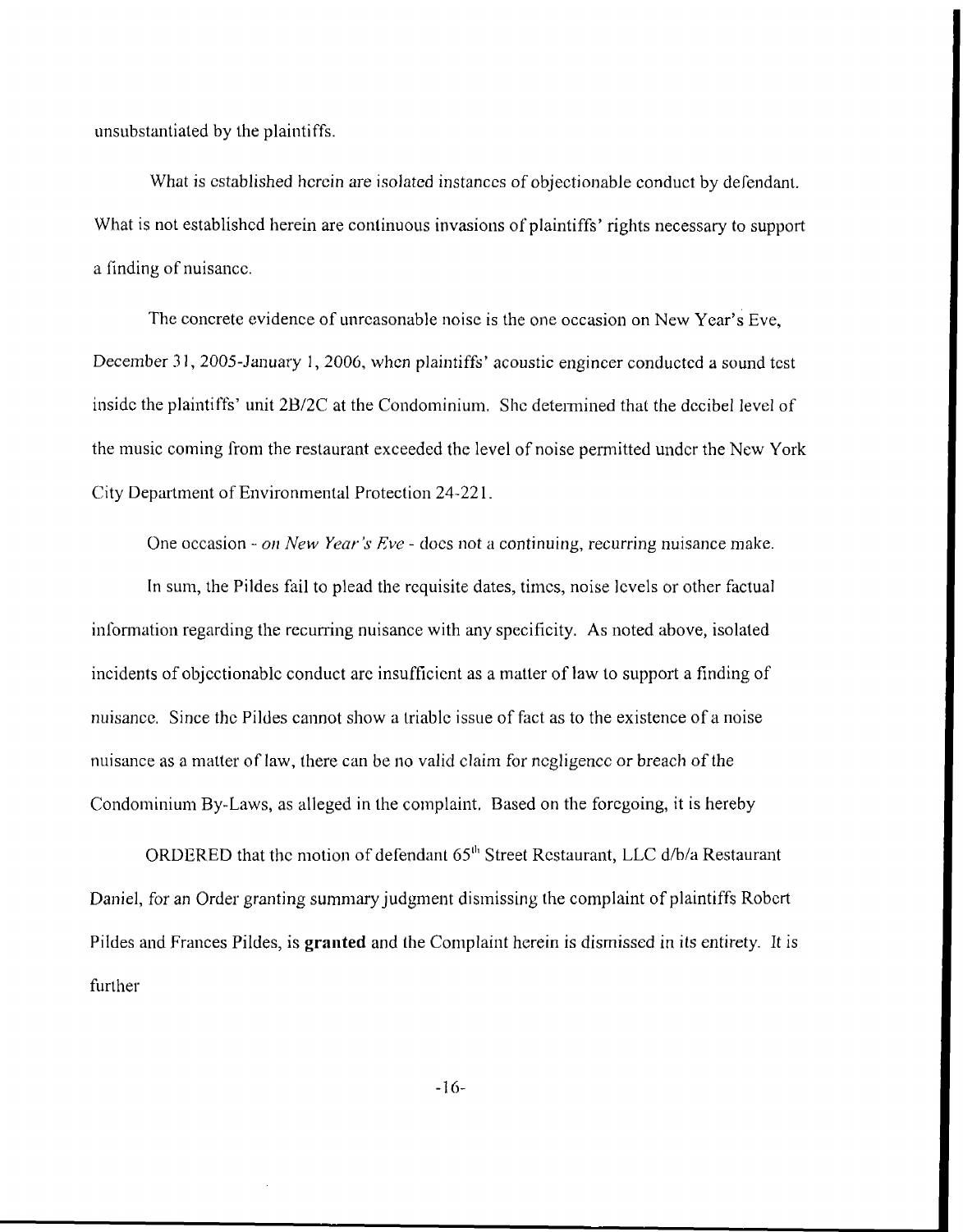unsubstantiated by the plaintiffs.

What is established herein are isolated instances of objectionable conduct by defendant. What is not established herein are continuous invasions of plaintiffs' rights necessary to support a finding of nuisance.

The concrete evidence of unreasonable noise is the one occasion on New Year's Eve, December 31, 2005-January 1, 2006, when plaintiffs' acoustic engineer conducted a sound test inside the plaintiffs' unit 2B/2C at the Condominium. She determined that the decibel level of the music coming from the restaurant exceeded the level of noise permitted under the New York City Department of Environmental Protection 24-221.

One occasion - *on New Year's Eve* - does not a continuing, recurring nuisance make.

In sum, the Pildes fail to plead the requisite dates, times, noise levels or other factual information regarding the recurring nuisance with any specificity. As noted above, isolated incidents of objectionable conduct are insufficient as a matter of law to support a finding of nuisance. Since the Pildes cannot show a triable issue of fact as to the existence of a noise nuisance as a matter of law, there can be no valid claim for negligence or breach of the Condominium By-Laws, as alleged in the complaint. Based on the foregoing, it is hereby

ORDERED that the motion of defendant 65th Street Restaurant, LLC d/b/a Restaurant Daniel, for an Order granting summary judgment dismissing the complaint of plaintiffs Robert Pildes and Frances Pildes, is **granted** and the Complaint herein is dismissed in its entirety. It is further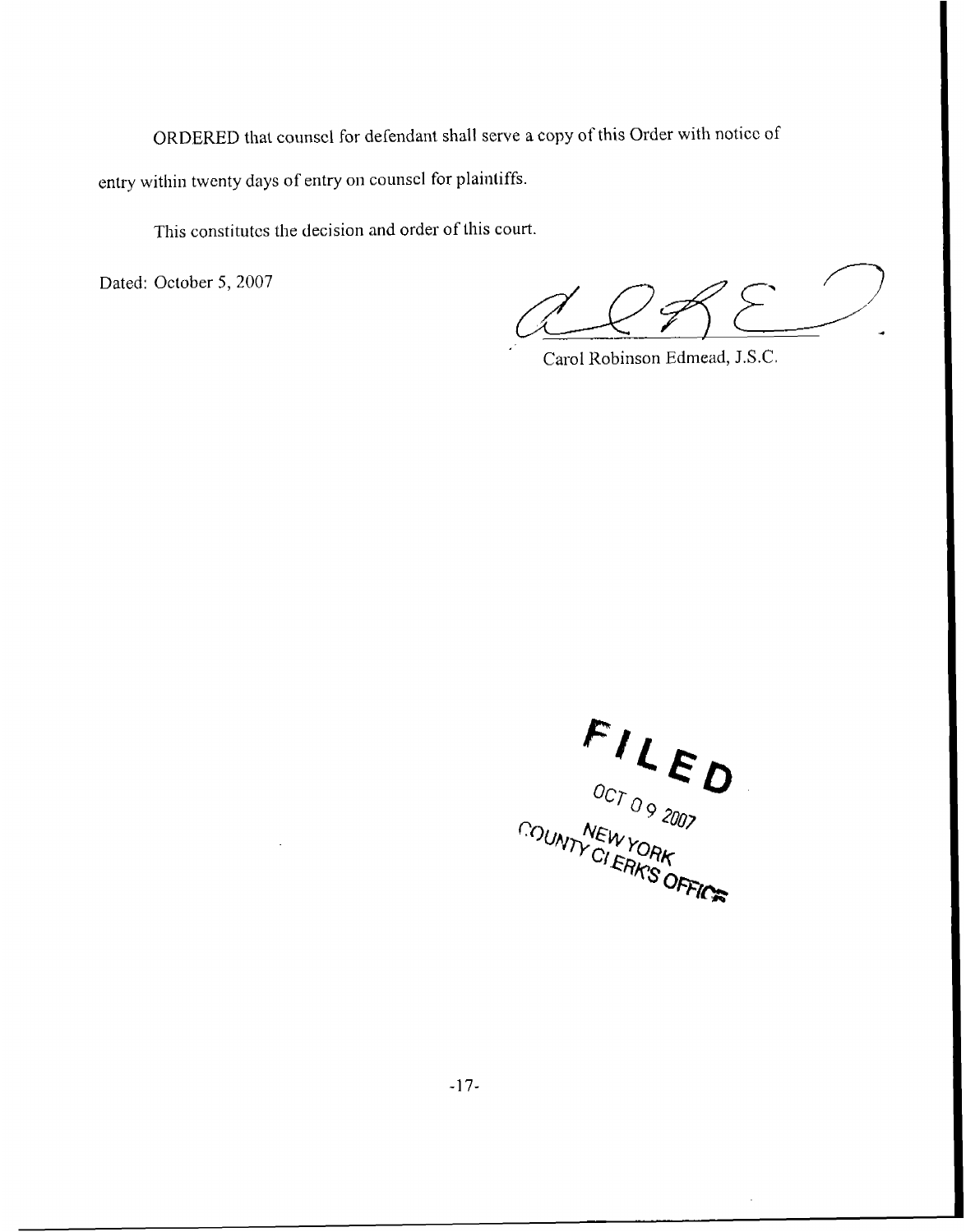ORDERED that counsel for defendant shall serve a copy of this Order with notice of entry within twenty days of entry on counsel for plaintiffs.

This constitutes the decision and order of this court.

Dated: October 5, 2007

Carol Robinson Edmead, J.S.C.

FILED
OCT 09 2007
NEW YORK
COUNTY CLERK'S OFFICE